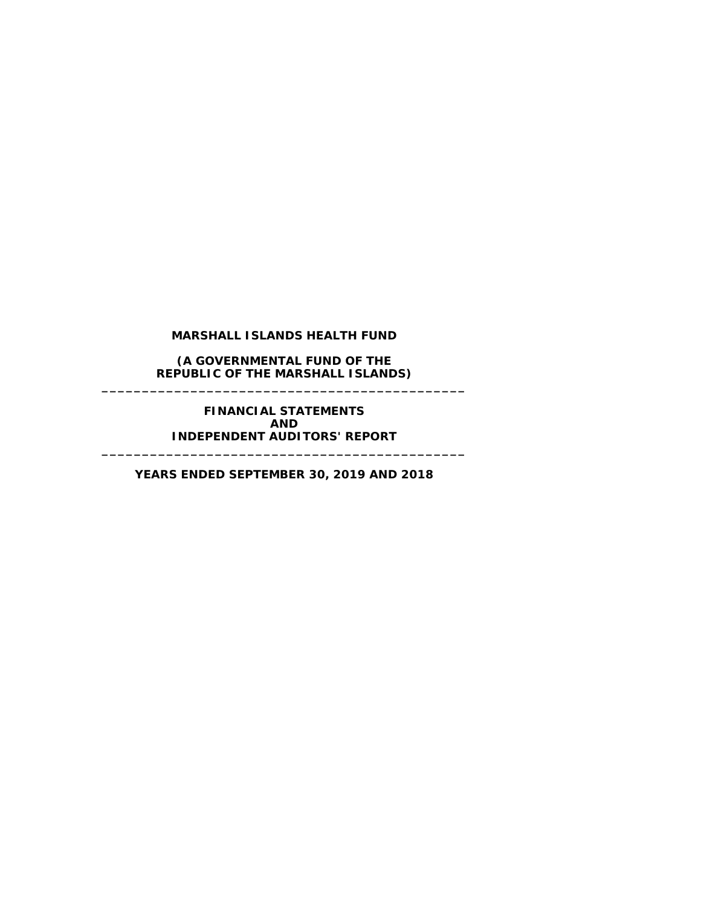# MARSHALL ISLANDS HEALTH FUND

**(A GOVERNMENTAL FUND OF THE REPUBLIC OF THE MARSHALL ISLANDS)**

---

**FINANCIAL STATEMENTS AND INDEPENDENT AUDITORS' REPORT**

---

**YEARS ENDED SEPTEMBER 30, 2019 AND 2018**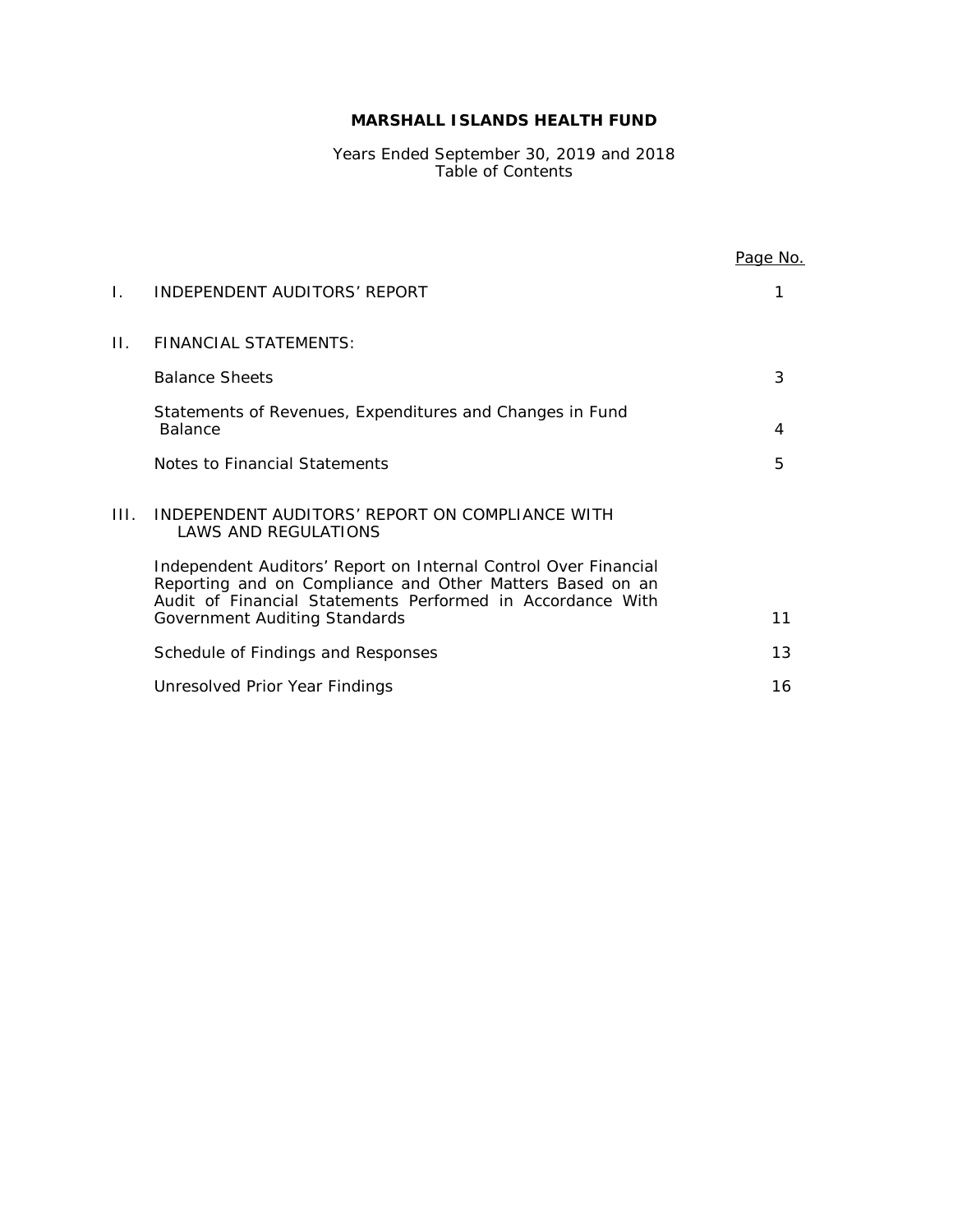# MARSHALL ISLANDS HEALTH FUND

Years Ended September 30, 2019 and 2018
Table of Contents

| | | Page No. |
|---|---|---|
| I. | INDEPENDENT AUDITORS' REPORT | 1 |
| II. | FINANCIAL STATEMENTS: | |
| | Balance Sheets | 3 |
| | Statements of Revenues, Expenditures and Changes in Fund Balance | 4 |
| | Notes to Financial Statements | 5 |
| III. | INDEPENDENT AUDITORS' REPORT ON COMPLIANCE WITH LAWS AND REGULATIONS | |
| | Independent Auditors' Report on Internal Control Over Financial Reporting and on Compliance and Other Matters Based on an Audit of Financial Statements Performed in Accordance With Government Auditing Standards | 11 |
| | Schedule of Findings and Responses | 13 |
| | Unresolved Prior Year Findings | 16 |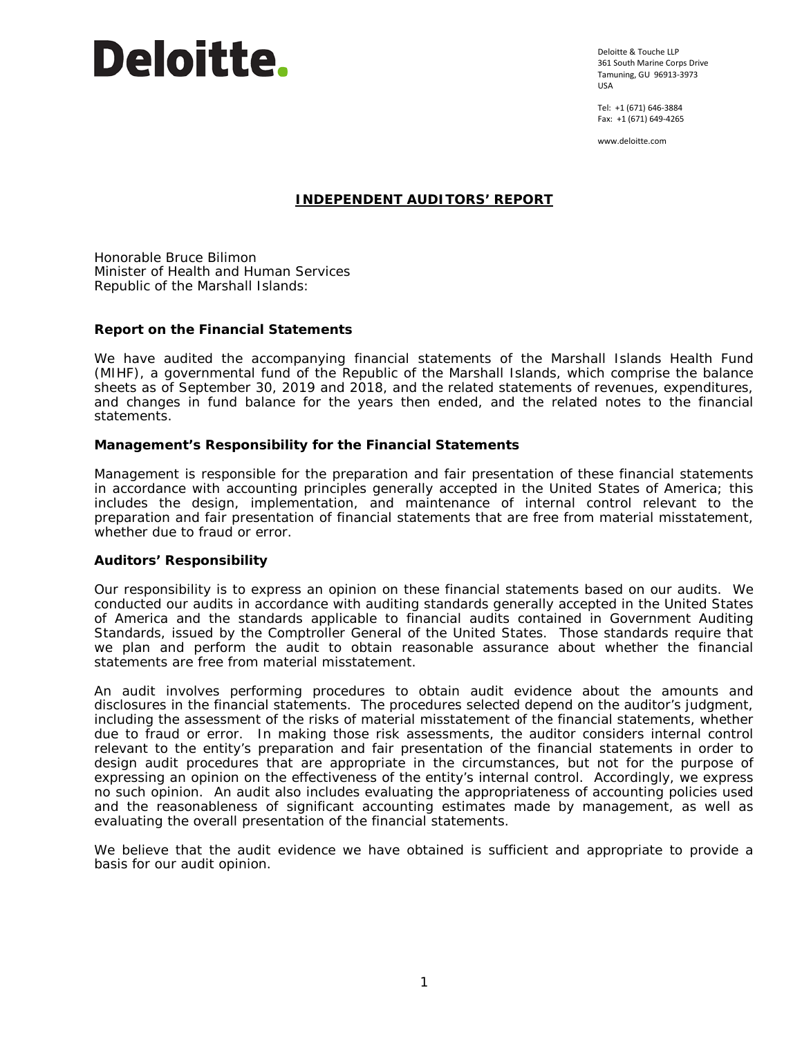Deloitte.

Deloitte & Touche LLP
361 South Marine Corps Drive
Tamuning, GU 96913-3973
USA

Tel: +1 (671) 646-3884
Fax: +1 (671) 649-4265

www.deloitte.com

# INDEPENDENT AUDITORS' REPORT

Honorable Bruce Bilimon
Minister of Health and Human Services
Republic of the Marshall Islands:

## Report on the Financial Statements

We have audited the accompanying financial statements of the Marshall Islands Health Fund (MIHF), a governmental fund of the Republic of the Marshall Islands, which comprise the balance sheets as of September 30, 2019 and 2018, and the related statements of revenues, expenditures, and changes in fund balance for the years then ended, and the related notes to the financial statements.

## Management's Responsibility for the Financial Statements

Management is responsible for the preparation and fair presentation of these financial statements in accordance with accounting principles generally accepted in the United States of America; this includes the design, implementation, and maintenance of internal control relevant to the preparation and fair presentation of financial statements that are free from material misstatement, whether due to fraud or error.

## Auditors' Responsibility

Our responsibility is to express an opinion on these financial statements based on our audits. We conducted our audits in accordance with auditing standards generally accepted in the United States of America and the standards applicable to financial audits contained in Government Auditing Standards, issued by the Comptroller General of the United States. Those standards require that we plan and perform the audit to obtain reasonable assurance about whether the financial statements are free from material misstatement.

An audit involves performing procedures to obtain audit evidence about the amounts and disclosures in the financial statements. The procedures selected depend on the auditor's judgment, including the assessment of the risks of material misstatement of the financial statements, whether due to fraud or error. In making those risk assessments, the auditor considers internal control relevant to the entity's preparation and fair presentation of the financial statements in order to design audit procedures that are appropriate in the circumstances, but not for the purpose of expressing an opinion on the effectiveness of the entity's internal control. Accordingly, we express no such opinion. An audit also includes evaluating the appropriateness of accounting policies used and the reasonableness of significant accounting estimates made by management, as well as evaluating the overall presentation of the financial statements.

We believe that the audit evidence we have obtained is sufficient and appropriate to provide a basis for our audit opinion.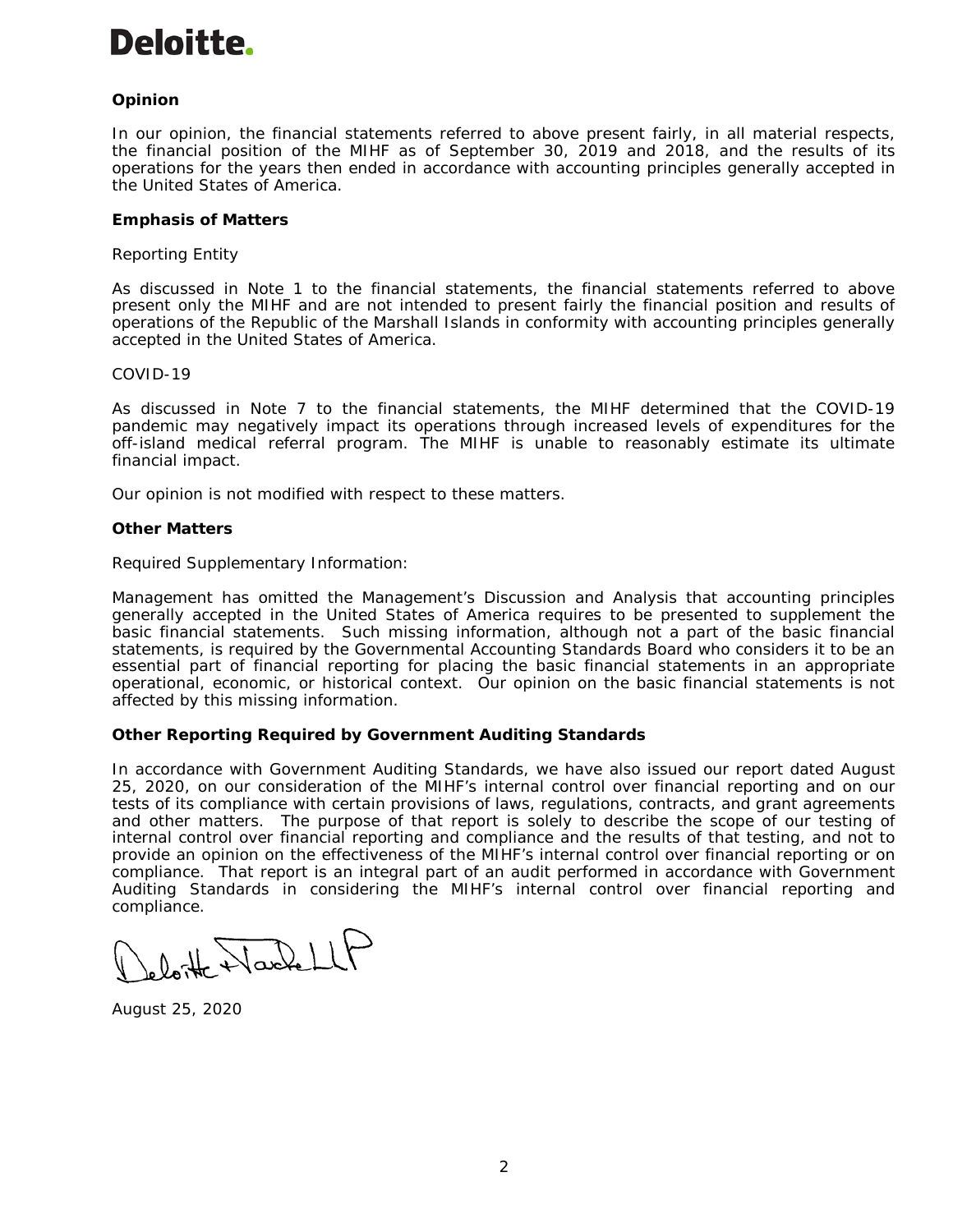**Deloitte.**

**Opinion**

In our opinion, the financial statements referred to above present fairly, in all material respects, the financial position of the MIHF as of September 30, 2019 and 2018, and the results of its operations for the years then ended in accordance with accounting principles generally accepted in the United States of America.

**Emphasis of Matters**

Reporting Entity

As discussed in Note 1 to the financial statements, the financial statements referred to above present only the MIHF and are not intended to present fairly the financial position and results of operations of the Republic of the Marshall Islands in conformity with accounting principles generally accepted in the United States of America.

COVID-19

As discussed in Note 7 to the financial statements, the MIHF determined that the COVID-19 pandemic may negatively impact its operations through increased levels of expenditures for the off-island medical referral program. The MIHF is unable to reasonably estimate its ultimate financial impact.

Our opinion is not modified with respect to these matters.

**Other Matters**

Required Supplementary Information:

Management has omitted the Management's Discussion and Analysis that accounting principles generally accepted in the United States of America requires to be presented to supplement the basic financial statements. Such missing information, although not a part of the basic financial statements, is required by the Governmental Accounting Standards Board who considers it to be an essential part of financial reporting for placing the basic financial statements in an appropriate operational, economic, or historical context. Our opinion on the basic financial statements is not affected by this missing information.

**Other Reporting Required by Government Auditing Standards**

In accordance with Government Auditing Standards, we have also issued our report dated August 25, 2020, on our consideration of the MIHF's internal control over financial reporting and on our tests of its compliance with certain provisions of laws, regulations, contracts, and grant agreements and other matters. The purpose of that report is solely to describe the scope of our testing of internal control over financial reporting and compliance and the results of that testing, and not to provide an opinion on the effectiveness of the MIHF's internal control over financial reporting or on compliance. That report is an integral part of an audit performed in accordance with Government Auditing Standards in considering the MIHF's internal control over financial reporting and compliance.

Deloitte & Touche LLP

August 25, 2020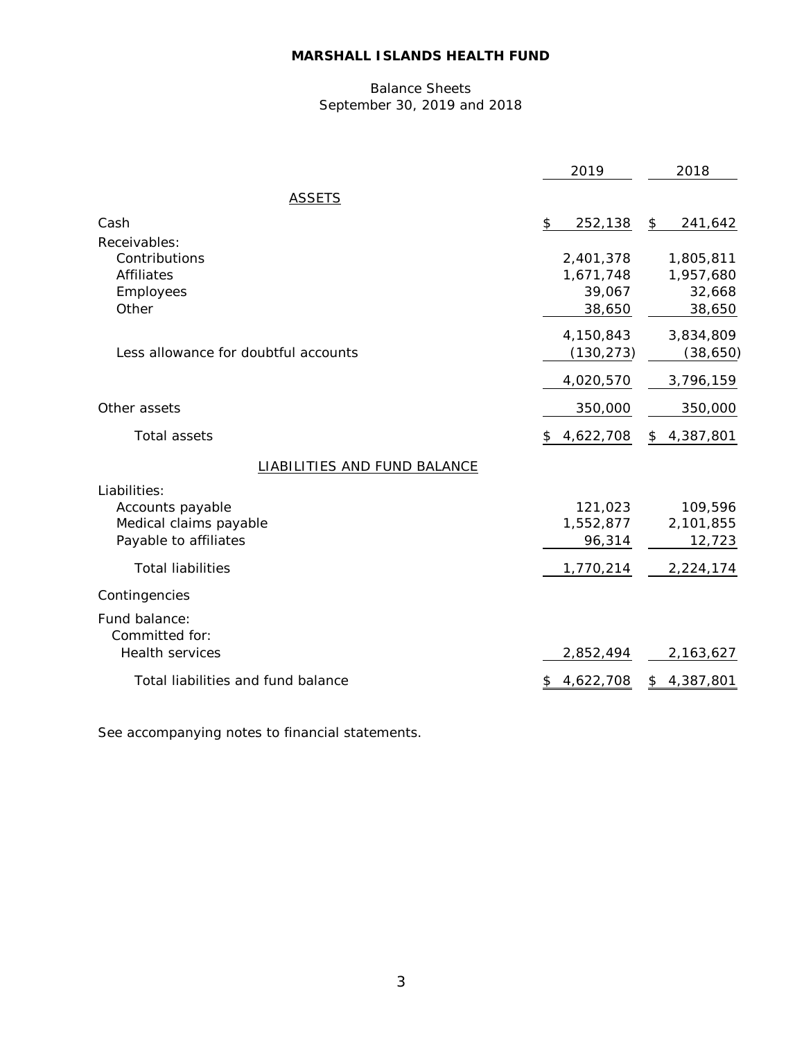**MARSHALL ISLANDS HEALTH FUND**

Balance Sheets
September 30, 2019 and 2018

| | 2019 | 2018 |
|---|---|---|
| ASSETS | | |
| Cash | $ 252,138 | $ 241,642 |
| Receivables: | | |
| Contributions | 2,401,378 | 1,805,811 |
| Affiliates | 1,671,748 | 1,957,680 |
| Employees | 39,067 | 32,668 |
| Other | 38,650 | 38,650 |
| | 4,150,843 | 3,834,809 |
| Less allowance for doubtful accounts | (130,273) | (38,650) |
| | 4,020,570 | 3,796,159 |
| Other assets | 350,000 | 350,000 |
| Total assets | $ 4,622,708 | $ 4,387,801 |
| LIABILITIES AND FUND BALANCE | | |
| Liabilities: | | |
| Accounts payable | 121,023 | 109,596 |
| Medical claims payable | 1,552,877 | 2,101,855 |
| Payable to affiliates | 96,314 | 12,723 |
| Total liabilities | 1,770,214 | 2,224,174 |
| Contingencies | | |
| Fund balance: | | |
| Committed for: | | |
| Health services | 2,852,494 | 2,163,627 |
| Total liabilities and fund balance | $ 4,622,708 | $ 4,387,801 |

See accompanying notes to financial statements.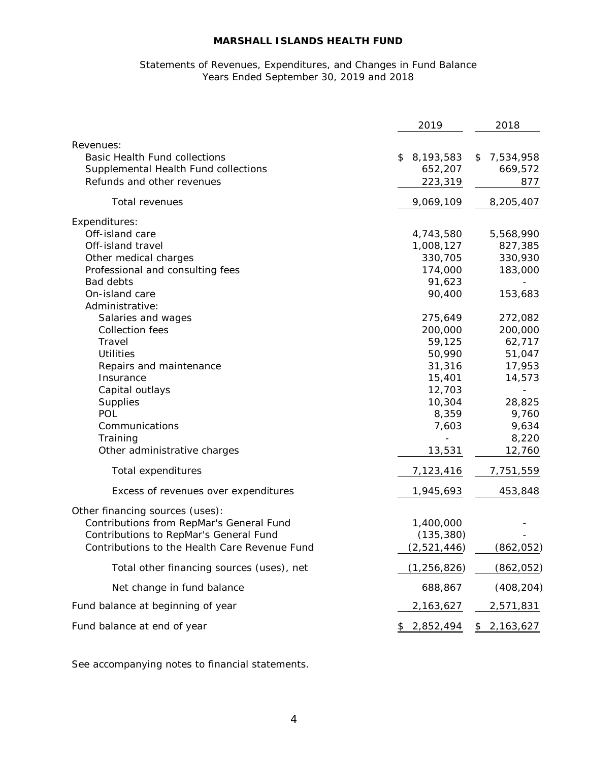**MARSHALL ISLANDS HEALTH FUND**

Statements of Revenues, Expenditures, and Changes in Fund Balance
Years Ended September 30, 2019 and 2018

| | 2019 | 2018 |
|---|---|---|
| Revenues: | | |
| Basic Health Fund collections | $ 8,193,583 | $ 7,534,958 |
| Supplemental Health Fund collections | 652,207 | 669,572 |
| Refunds and other revenues | 223,319 | 877 |
| Total revenues | 9,069,109 | 8,205,407 |
| Expenditures: | | |
| Off-island care | 4,743,580 | 5,568,990 |
| Off-island travel | 1,008,127 | 827,385 |
| Other medical charges | 330,705 | 330,930 |
| Professional and consulting fees | 174,000 | 183,000 |
| Bad debts | 91,623 | - |
| On-island care | 90,400 | 153,683 |
| Administrative: | | |
| Salaries and wages | 275,649 | 272,082 |
| Collection fees | 200,000 | 200,000 |
| Travel | 59,125 | 62,717 |
| Utilities | 50,990 | 51,047 |
| Repairs and maintenance | 31,316 | 17,953 |
| Insurance | 15,401 | 14,573 |
| Capital outlays | 12,703 | - |
| Supplies | 10,304 | 28,825 |
| POL | 8,359 | 9,760 |
| Communications | 7,603 | 9,634 |
| Training | - | 8,220 |
| Other administrative charges | 13,531 | 12,760 |
| Total expenditures | 7,123,416 | 7,751,559 |
| Excess of revenues over expenditures | 1,945,693 | 453,848 |
| Other financing sources (uses): | | |
| Contributions from RepMar's General Fund | 1,400,000 | - |
| Contributions to RepMar's General Fund | (135,380) | - |
| Contributions to the Health Care Revenue Fund | (2,521,446) | (862,052) |
| Total other financing sources (uses), net | (1,256,826) | (862,052) |
| Net change in fund balance | 688,867 | (408,204) |
| Fund balance at beginning of year | 2,163,627 | 2,571,831 |
| Fund balance at end of year | $ 2,852,494 | $ 2,163,627 |

See accompanying notes to financial statements.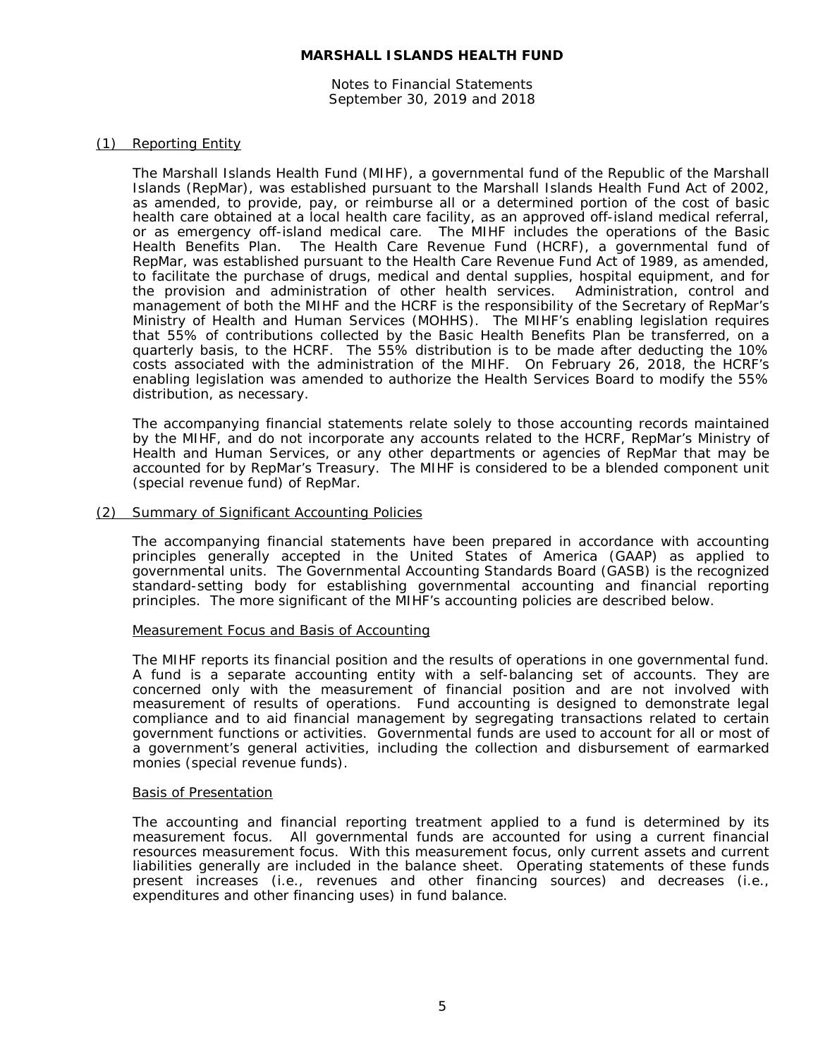**MARSHALL ISLANDS HEALTH FUND**

Notes to Financial Statements
September 30, 2019 and 2018

## (1) Reporting Entity

The Marshall Islands Health Fund (MIHF), a governmental fund of the Republic of the Marshall Islands (RepMar), was established pursuant to the Marshall Islands Health Fund Act of 2002, as amended, to provide, pay, or reimburse all or a determined portion of the cost of basic health care obtained at a local health care facility, as an approved off-island medical referral, or as emergency off-island medical care. The MIHF includes the operations of the Basic Health Benefits Plan. The Health Care Revenue Fund (HCRF), a governmental fund of RepMar, was established pursuant to the Health Care Revenue Fund Act of 1989, as amended, to facilitate the purchase of drugs, medical and dental supplies, hospital equipment, and for the provision and administration of other health services. Administration, control and management of both the MIHF and the HCRF is the responsibility of the Secretary of RepMar's Ministry of Health and Human Services (MOHHS). The MIHF's enabling legislation requires that 55% of contributions collected by the Basic Health Benefits Plan be transferred, on a quarterly basis, to the HCRF. The 55% distribution is to be made after deducting the 10% costs associated with the administration of the MIHF. On February 26, 2018, the HCRF's enabling legislation was amended to authorize the Health Services Board to modify the 55% distribution, as necessary.

The accompanying financial statements relate solely to those accounting records maintained by the MIHF, and do not incorporate any accounts related to the HCRF, RepMar's Ministry of Health and Human Services, or any other departments or agencies of RepMar that may be accounted for by RepMar's Treasury. The MIHF is considered to be a blended component unit (special revenue fund) of RepMar.

## (2) Summary of Significant Accounting Policies

The accompanying financial statements have been prepared in accordance with accounting principles generally accepted in the United States of America (GAAP) as applied to governmental units. The Governmental Accounting Standards Board (GASB) is the recognized standard-setting body for establishing governmental accounting and financial reporting principles. The more significant of the MIHF's accounting policies are described below.

### Measurement Focus and Basis of Accounting

The MIHF reports its financial position and the results of operations in one governmental fund. A fund is a separate accounting entity with a self-balancing set of accounts. They are concerned only with the measurement of financial position and are not involved with measurement of results of operations. Fund accounting is designed to demonstrate legal compliance and to aid financial management by segregating transactions related to certain government functions or activities. Governmental funds are used to account for all or most of a government's general activities, including the collection and disbursement of earmarked monies (special revenue funds).

### Basis of Presentation

The accounting and financial reporting treatment applied to a fund is determined by its measurement focus. All governmental funds are accounted for using a current financial resources measurement focus. With this measurement focus, only current assets and current liabilities generally are included in the balance sheet. Operating statements of these funds present increases (i.e., revenues and other financing sources) and decreases (i.e., expenditures and other financing uses) in fund balance.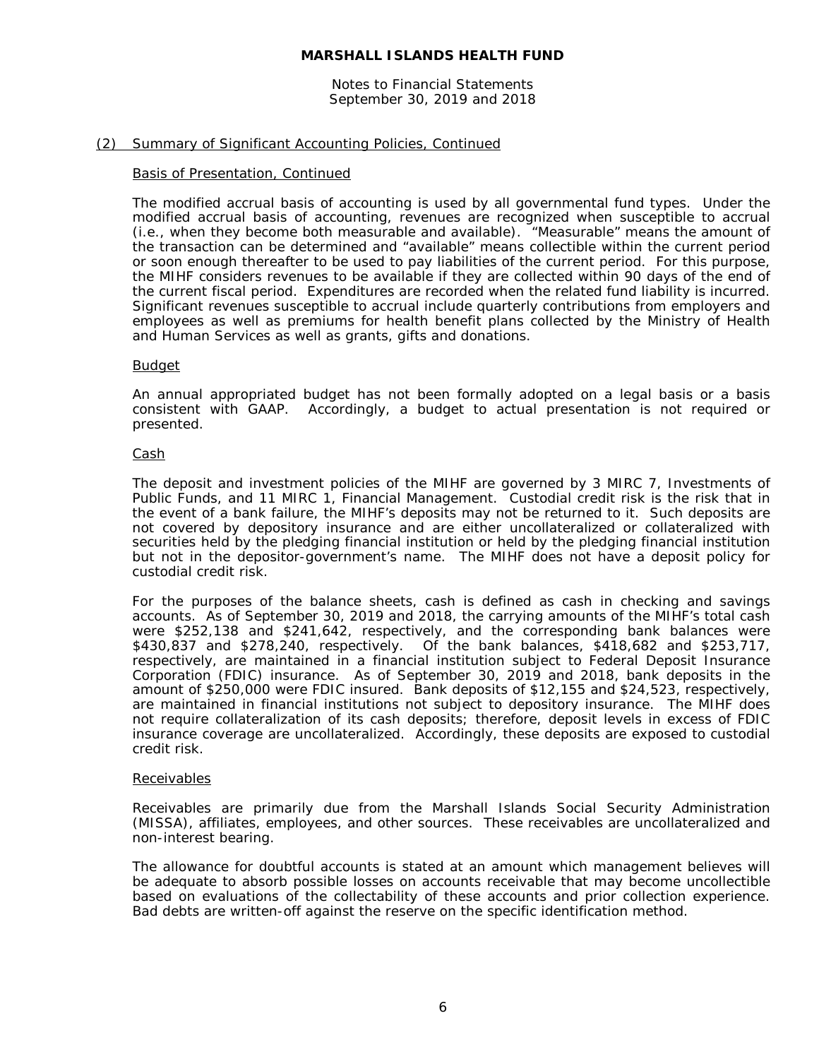## (2) Summary of Significant Accounting Policies, Continued

### Basis of Presentation, Continued

The modified accrual basis of accounting is used by all governmental fund types. Under the modified accrual basis of accounting, revenues are recognized when susceptible to accrual (i.e., when they become both measurable and available). "Measurable" means the amount of the transaction can be determined and "available" means collectible within the current period or soon enough thereafter to be used to pay liabilities of the current period. For this purpose, the MIHF considers revenues to be available if they are collected within 90 days of the end of the current fiscal period. Expenditures are recorded when the related fund liability is incurred. Significant revenues susceptible to accrual include quarterly contributions from employers and employees as well as premiums for health benefit plans collected by the Ministry of Health and Human Services as well as grants, gifts and donations.

### Budget

An annual appropriated budget has not been formally adopted on a legal basis or a basis consistent with GAAP. Accordingly, a budget to actual presentation is not required or presented.

### Cash

The deposit and investment policies of the MIHF are governed by 3 MIRC 7, Investments of Public Funds, and 11 MIRC 1, Financial Management. Custodial credit risk is the risk that in the event of a bank failure, the MIHF's deposits may not be returned to it. Such deposits are not covered by depository insurance and are either uncollateralized or collateralized with securities held by the pledging financial institution or held by the pledging financial institution but not in the depositor-government's name. The MIHF does not have a deposit policy for custodial credit risk.

For the purposes of the balance sheets, cash is defined as cash in checking and savings accounts. As of September 30, 2019 and 2018, the carrying amounts of the MIHF's total cash were $252,138 and $241,642, respectively, and the corresponding bank balances were $430,837 and $278,240, respectively. Of the bank balances, $418,682 and $253,717, respectively, are maintained in a financial institution subject to Federal Deposit Insurance Corporation (FDIC) insurance. As of September 30, 2019 and 2018, bank deposits in the amount of $250,000 were FDIC insured. Bank deposits of $12,155 and $24,523, respectively, are maintained in financial institutions not subject to depository insurance. The MIHF does not require collateralization of its cash deposits; therefore, deposit levels in excess of FDIC insurance coverage are uncollateralized. Accordingly, these deposits are exposed to custodial credit risk.

### Receivables

Receivables are primarily due from the Marshall Islands Social Security Administration (MISSA), affiliates, employees, and other sources. These receivables are uncollateralized and non-interest bearing.

The allowance for doubtful accounts is stated at an amount which management believes will be adequate to absorb possible losses on accounts receivable that may become uncollectible based on evaluations of the collectability of these accounts and prior collection experience. Bad debts are written-off against the reserve on the specific identification method.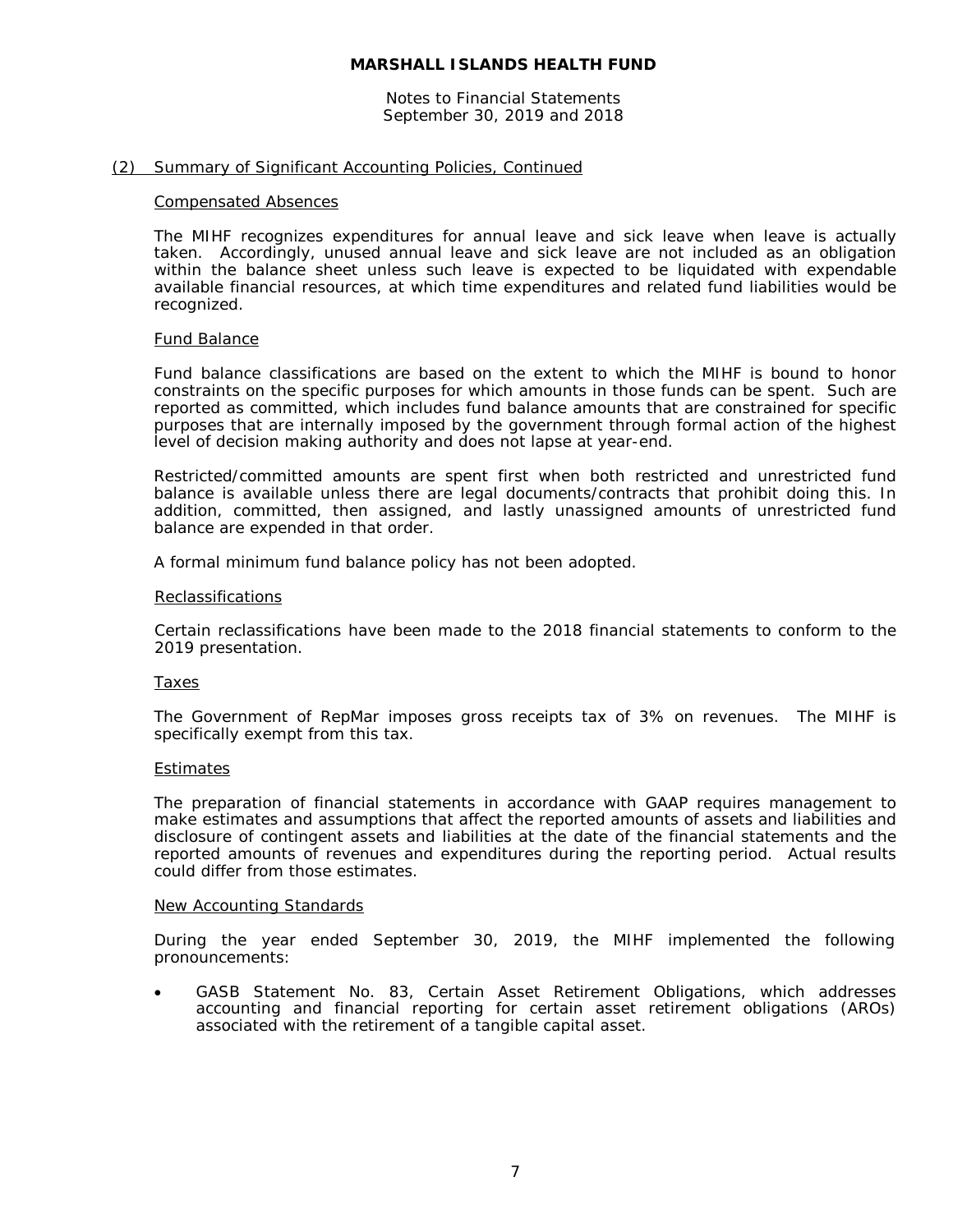# MARSHALL ISLANDS HEALTH FUND

Notes to Financial Statements
September 30, 2019 and 2018

## (2) Summary of Significant Accounting Policies, Continued

### Compensated Absences

The MIHF recognizes expenditures for annual leave and sick leave when leave is actually taken. Accordingly, unused annual leave and sick leave are not included as an obligation within the balance sheet unless such leave is expected to be liquidated with expendable available financial resources, at which time expenditures and related fund liabilities would be recognized.

### Fund Balance

Fund balance classifications are based on the extent to which the MIHF is bound to honor constraints on the specific purposes for which amounts in those funds can be spent. Such are reported as committed, which includes fund balance amounts that are constrained for specific purposes that are internally imposed by the government through formal action of the highest level of decision making authority and does not lapse at year-end.

Restricted/committed amounts are spent first when both restricted and unrestricted fund balance is available unless there are legal documents/contracts that prohibit doing this. In addition, committed, then assigned, and lastly unassigned amounts of unrestricted fund balance are expended in that order.

A formal minimum fund balance policy has not been adopted.

### Reclassifications

Certain reclassifications have been made to the 2018 financial statements to conform to the 2019 presentation.

### Taxes

The Government of RepMar imposes gross receipts tax of 3% on revenues. The MIHF is specifically exempt from this tax.

### Estimates

The preparation of financial statements in accordance with GAAP requires management to make estimates and assumptions that affect the reported amounts of assets and liabilities and disclosure of contingent assets and liabilities at the date of the financial statements and the reported amounts of revenues and expenditures during the reporting period. Actual results could differ from those estimates.

### New Accounting Standards

During the year ended September 30, 2019, the MIHF implemented the following pronouncements:

- GASB Statement No. 83, Certain Asset Retirement Obligations, which addresses accounting and financial reporting for certain asset retirement obligations (AROs) associated with the retirement of a tangible capital asset.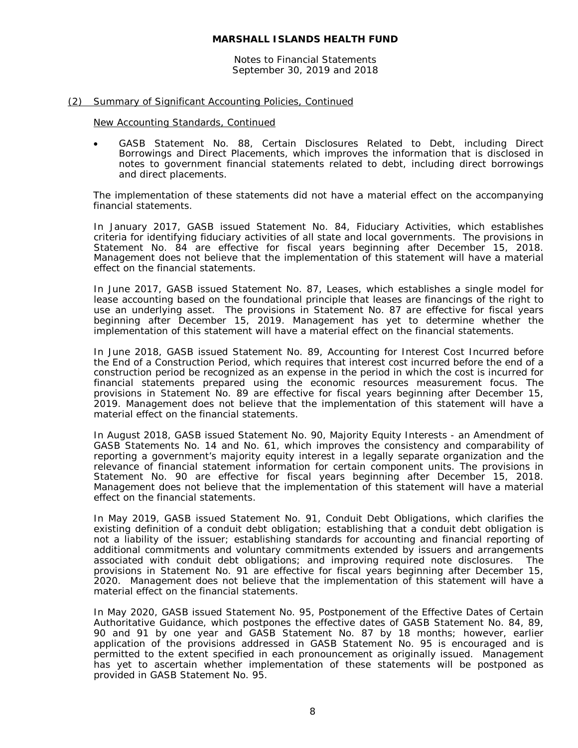# MARSHALL ISLANDS HEALTH FUND

Notes to Financial Statements
September 30, 2019 and 2018

## (2) Summary of Significant Accounting Policies, Continued

### New Accounting Standards, Continued

- GASB Statement No. 88, Certain Disclosures Related to Debt, including Direct Borrowings and Direct Placements, which improves the information that is disclosed in notes to government financial statements related to debt, including direct borrowings and direct placements.

The implementation of these statements did not have a material effect on the accompanying financial statements.

In January 2017, GASB issued Statement No. 84, Fiduciary Activities, which establishes criteria for identifying fiduciary activities of all state and local governments. The provisions in Statement No. 84 are effective for fiscal years beginning after December 15, 2018. Management does not believe that the implementation of this statement will have a material effect on the financial statements.

In June 2017, GASB issued Statement No. 87, Leases, which establishes a single model for lease accounting based on the foundational principle that leases are financings of the right to use an underlying asset. The provisions in Statement No. 87 are effective for fiscal years beginning after December 15, 2019. Management has yet to determine whether the implementation of this statement will have a material effect on the financial statements.

In June 2018, GASB issued Statement No. 89, Accounting for Interest Cost Incurred before the End of a Construction Period, which requires that interest cost incurred before the end of a construction period be recognized as an expense in the period in which the cost is incurred for financial statements prepared using the economic resources measurement focus. The provisions in Statement No. 89 are effective for fiscal years beginning after December 15, 2019. Management does not believe that the implementation of this statement will have a material effect on the financial statements.

In August 2018, GASB issued Statement No. 90, Majority Equity Interests - an Amendment of GASB Statements No. 14 and No. 61, which improves the consistency and comparability of reporting a government's majority equity interest in a legally separate organization and the relevance of financial statement information for certain component units. The provisions in Statement No. 90 are effective for fiscal years beginning after December 15, 2018. Management does not believe that the implementation of this statement will have a material effect on the financial statements.

In May 2019, GASB issued Statement No. 91, Conduit Debt Obligations, which clarifies the existing definition of a conduit debt obligation; establishing that a conduit debt obligation is not a liability of the issuer; establishing standards for accounting and financial reporting of additional commitments and voluntary commitments extended by issuers and arrangements associated with conduit debt obligations; and improving required note disclosures. The provisions in Statement No. 91 are effective for fiscal years beginning after December 15, 2020. Management does not believe that the implementation of this statement will have a material effect on the financial statements.

In May 2020, GASB issued Statement No. 95, Postponement of the Effective Dates of Certain Authoritative Guidance, which postpones the effective dates of GASB Statement No. 84, 89, 90 and 91 by one year and GASB Statement No. 87 by 18 months; however, earlier application of the provisions addressed in GASB Statement No. 95 is encouraged and is permitted to the extent specified in each pronouncement as originally issued. Management has yet to ascertain whether implementation of these statements will be postponed as provided in GASB Statement No. 95.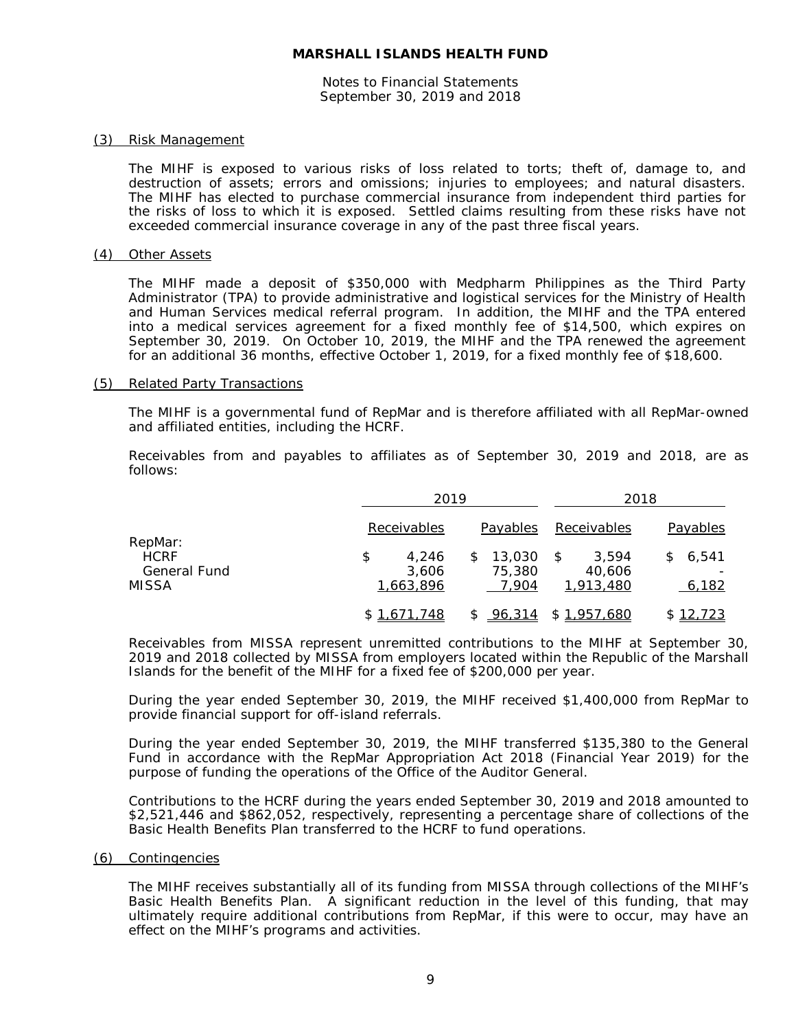**MARSHALL ISLANDS HEALTH FUND**

Notes to Financial Statements
September 30, 2019 and 2018

## (3) Risk Management

The MIHF is exposed to various risks of loss related to torts; theft of, damage to, and destruction of assets; errors and omissions; injuries to employees; and natural disasters. The MIHF has elected to purchase commercial insurance from independent third parties for the risks of loss to which it is exposed. Settled claims resulting from these risks have not exceeded commercial insurance coverage in any of the past three fiscal years.

## (4) Other Assets

The MIHF made a deposit of $350,000 with Medpharm Philippines as the Third Party Administrator (TPA) to provide administrative and logistical services for the Ministry of Health and Human Services medical referral program. In addition, the MIHF and the TPA entered into a medical services agreement for a fixed monthly fee of $14,500, which expires on September 30, 2019. On October 10, 2019, the MIHF and the TPA renewed the agreement for an additional 36 months, effective October 1, 2019, for a fixed monthly fee of $18,600.

## (5) Related Party Transactions

The MIHF is a governmental fund of RepMar and is therefore affiliated with all RepMar-owned and affiliated entities, including the HCRF.

Receivables from and payables to affiliates as of September 30, 2019 and 2018, are as follows:

| | 2019 | | 2018 | |
|---|---|---|---|---|
| | Receivables | Payables | Receivables | Payables |
| RepMar: | | | | |
| HCRF | $ 4,246 | $ 13,030 | $ 3,594 | $ 6,541 |
| General Fund | 3,606 | 75,380 | 40,606 | - |
| MISSA | 1,663,896 | 7,904 | 1,913,480 | 6,182 |
| | $ 1,671,748 | $ 96,314 | $ 1,957,680 | $ 12,723 |

Receivables from MISSA represent unremitted contributions to the MIHF at September 30, 2019 and 2018 collected by MISSA from employers located within the Republic of the Marshall Islands for the benefit of the MIHF for a fixed fee of $200,000 per year.

During the year ended September 30, 2019, the MIHF received $1,400,000 from RepMar to provide financial support for off-island referrals.

During the year ended September 30, 2019, the MIHF transferred $135,380 to the General Fund in accordance with the RepMar Appropriation Act 2018 (Financial Year 2019) for the purpose of funding the operations of the Office of the Auditor General.

Contributions to the HCRF during the years ended September 30, 2019 and 2018 amounted to $2,521,446 and $862,052, respectively, representing a percentage share of collections of the Basic Health Benefits Plan transferred to the HCRF to fund operations.

## (6) Contingencies

The MIHF receives substantially all of its funding from MISSA through collections of the MIHF's Basic Health Benefits Plan. A significant reduction in the level of this funding, that may ultimately require additional contributions from RepMar, if this were to occur, may have an effect on the MIHF's programs and activities.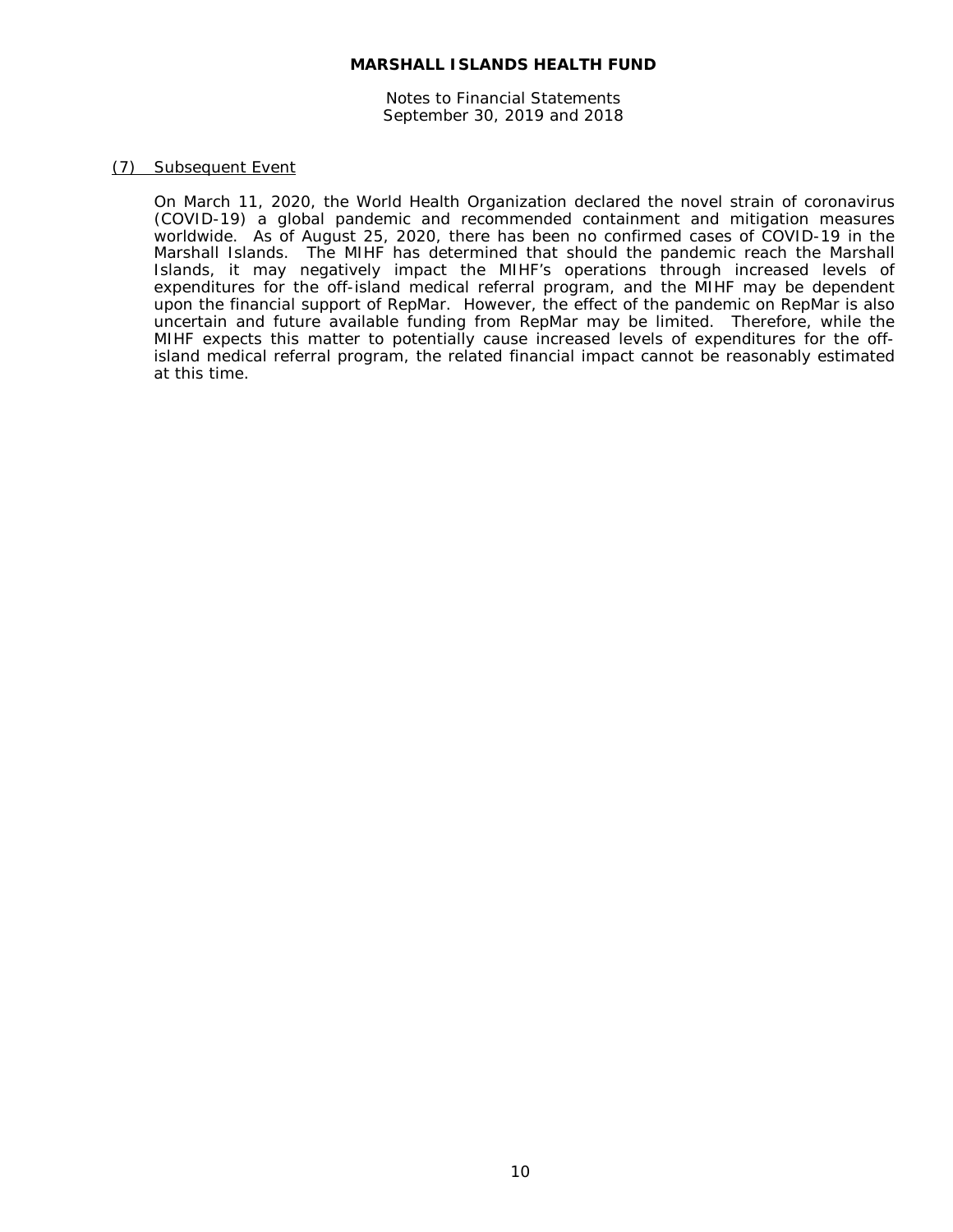# MARSHALL ISLANDS HEALTH FUND

Notes to Financial Statements
September 30, 2019 and 2018

## (7) Subsequent Event

On March 11, 2020, the World Health Organization declared the novel strain of coronavirus (COVID-19) a global pandemic and recommended containment and mitigation measures worldwide. As of August 25, 2020, there has been no confirmed cases of COVID-19 in the Marshall Islands. The MIHF has determined that should the pandemic reach the Marshall Islands, it may negatively impact the MIHF's operations through increased levels of expenditures for the off-island medical referral program, and the MIHF may be dependent upon the financial support of RepMar. However, the effect of the pandemic on RepMar is also uncertain and future available funding from RepMar may be limited. Therefore, while the MIHF expects this matter to potentially cause increased levels of expenditures for the off-island medical referral program, the related financial impact cannot be reasonably estimated at this time.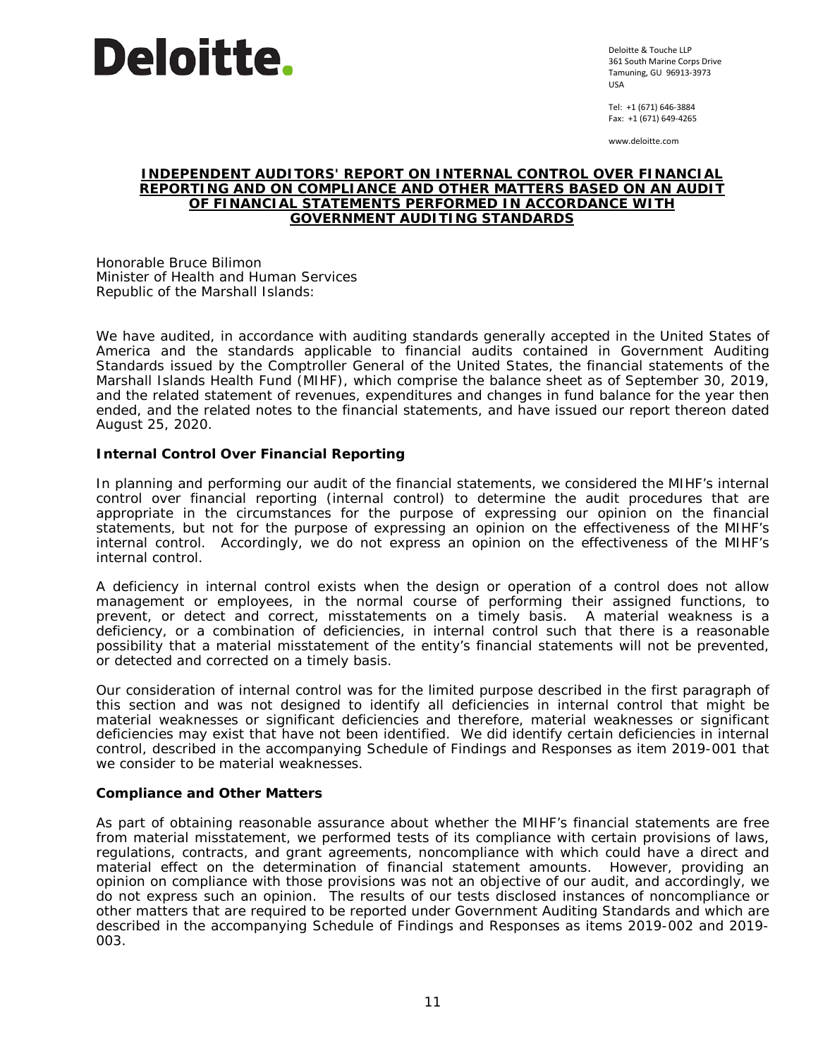**Deloitte.**

Deloitte & Touche LLP
361 South Marine Corps Drive
Tamuning, GU 96913-3973
USA

Tel: +1 (671) 646-3884
Fax: +1 (671) 649-4265

www.deloitte.com

# INDEPENDENT AUDITORS' REPORT ON INTERNAL CONTROL OVER FINANCIAL REPORTING AND ON COMPLIANCE AND OTHER MATTERS BASED ON AN AUDIT OF FINANCIAL STATEMENTS PERFORMED IN ACCORDANCE WITH GOVERNMENT AUDITING STANDARDS

Honorable Bruce Bilimon
Minister of Health and Human Services
Republic of the Marshall Islands:

We have audited, in accordance with auditing standards generally accepted in the United States of America and the standards applicable to financial audits contained in Government Auditing Standards issued by the Comptroller General of the United States, the financial statements of the Marshall Islands Health Fund (MIHF), which comprise the balance sheet as of September 30, 2019, and the related statement of revenues, expenditures and changes in fund balance for the year then ended, and the related notes to the financial statements, and have issued our report thereon dated August 25, 2020.

## Internal Control Over Financial Reporting

In planning and performing our audit of the financial statements, we considered the MIHF's internal control over financial reporting (internal control) to determine the audit procedures that are appropriate in the circumstances for the purpose of expressing our opinion on the financial statements, but not for the purpose of expressing an opinion on the effectiveness of the MIHF's internal control. Accordingly, we do not express an opinion on the effectiveness of the MIHF's internal control.

A deficiency in internal control exists when the design or operation of a control does not allow management or employees, in the normal course of performing their assigned functions, to prevent, or detect and correct, misstatements on a timely basis. A material weakness is a deficiency, or a combination of deficiencies, in internal control such that there is a reasonable possibility that a material misstatement of the entity's financial statements will not be prevented, or detected and corrected on a timely basis.

Our consideration of internal control was for the limited purpose described in the first paragraph of this section and was not designed to identify all deficiencies in internal control that might be material weaknesses or significant deficiencies and therefore, material weaknesses or significant deficiencies may exist that have not been identified. We did identify certain deficiencies in internal control, described in the accompanying Schedule of Findings and Responses as item 2019-001 that we consider to be material weaknesses.

## Compliance and Other Matters

As part of obtaining reasonable assurance about whether the MIHF's financial statements are free from material misstatement, we performed tests of its compliance with certain provisions of laws, regulations, contracts, and grant agreements, noncompliance with which could have a direct and material effect on the determination of financial statement amounts. However, providing an opinion on compliance with those provisions was not an objective of our audit, and accordingly, we do not express such an opinion. The results of our tests disclosed instances of noncompliance or other matters that are required to be reported under Government Auditing Standards and which are described in the accompanying Schedule of Findings and Responses as items 2019-002 and 2019-003.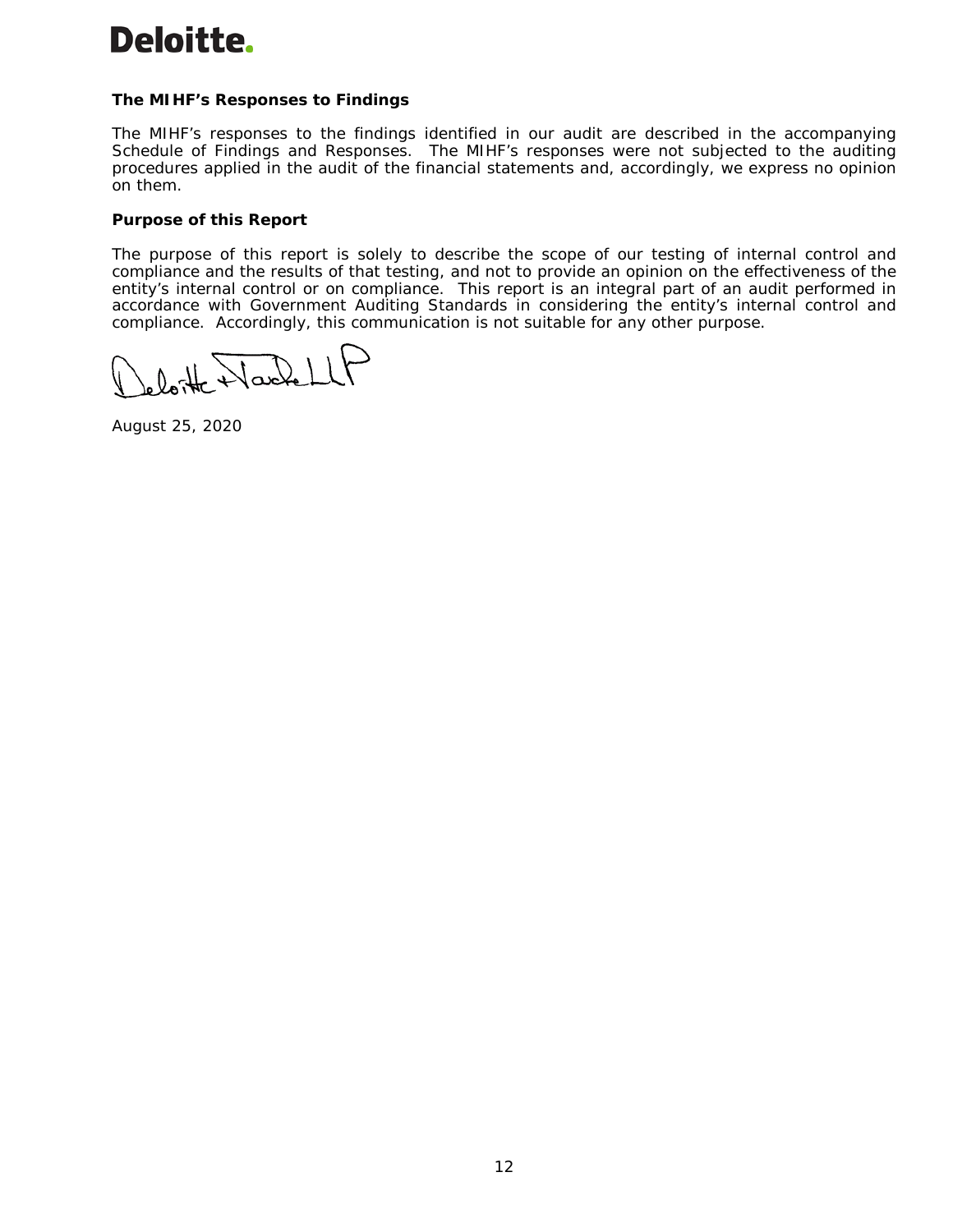**The MIHF's Responses to Findings**

The MIHF's responses to the findings identified in our audit are described in the accompanying Schedule of Findings and Responses. The MIHF's responses were not subjected to the auditing procedures applied in the audit of the financial statements and, accordingly, we express no opinion on them.

**Purpose of this Report**

The purpose of this report is solely to describe the scope of our testing of internal control and compliance and the results of that testing, and not to provide an opinion on the effectiveness of the entity's internal control or on compliance. This report is an integral part of an audit performed in accordance with Government Auditing Standards in considering the entity's internal control and compliance. Accordingly, this communication is not suitable for any other purpose.

Deloitte & Touche LLP

August 25, 2020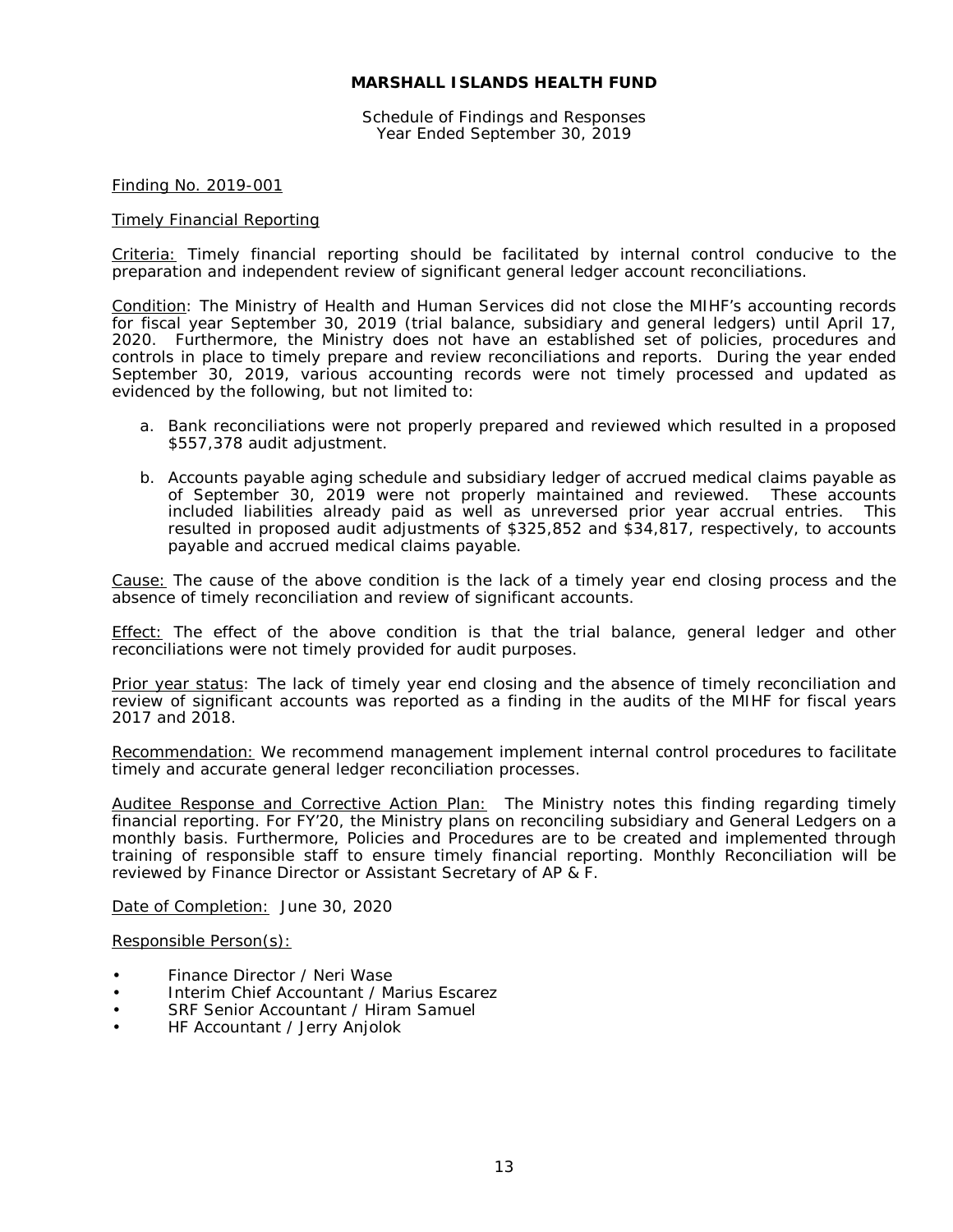**MARSHALL ISLANDS HEALTH FUND**

Schedule of Findings and Responses
Year Ended September 30, 2019

Finding No. 2019-001

Timely Financial Reporting

Criteria: Timely financial reporting should be facilitated by internal control conducive to the preparation and independent review of significant general ledger account reconciliations.

Condition: The Ministry of Health and Human Services did not close the MIHF's accounting records for fiscal year September 30, 2019 (trial balance, subsidiary and general ledgers) until April 17, 2020. Furthermore, the Ministry does not have an established set of policies, procedures and controls in place to timely prepare and review reconciliations and reports. During the year ended September 30, 2019, various accounting records were not timely processed and updated as evidenced by the following, but not limited to:

a. Bank reconciliations were not properly prepared and reviewed which resulted in a proposed $557,378 audit adjustment.

b. Accounts payable aging schedule and subsidiary ledger of accrued medical claims payable as of September 30, 2019 were not properly maintained and reviewed. These accounts included liabilities already paid as well as unreversed prior year accrual entries. This resulted in proposed audit adjustments of $325,852 and $34,817, respectively, to accounts payable and accrued medical claims payable.

Cause: The cause of the above condition is the lack of a timely year end closing process and the absence of timely reconciliation and review of significant accounts.

Effect: The effect of the above condition is that the trial balance, general ledger and other reconciliations were not timely provided for audit purposes.

Prior year status: The lack of timely year end closing and the absence of timely reconciliation and review of significant accounts was reported as a finding in the audits of the MIHF for fiscal years 2017 and 2018.

Recommendation: We recommend management implement internal control procedures to facilitate timely and accurate general ledger reconciliation processes.

Auditee Response and Corrective Action Plan: The Ministry notes this finding regarding timely financial reporting. For FY'20, the Ministry plans on reconciling subsidiary and General Ledgers on a monthly basis. Furthermore, Policies and Procedures are to be created and implemented through training of responsible staff to ensure timely financial reporting. Monthly Reconciliation will be reviewed by Finance Director or Assistant Secretary of AP & F.

Date of Completion: June 30, 2020

Responsible Person(s):

- Finance Director / Neri Wase
- Interim Chief Accountant / Marius Escarez
- SRF Senior Accountant / Hiram Samuel
- HF Accountant / Jerry Anjolok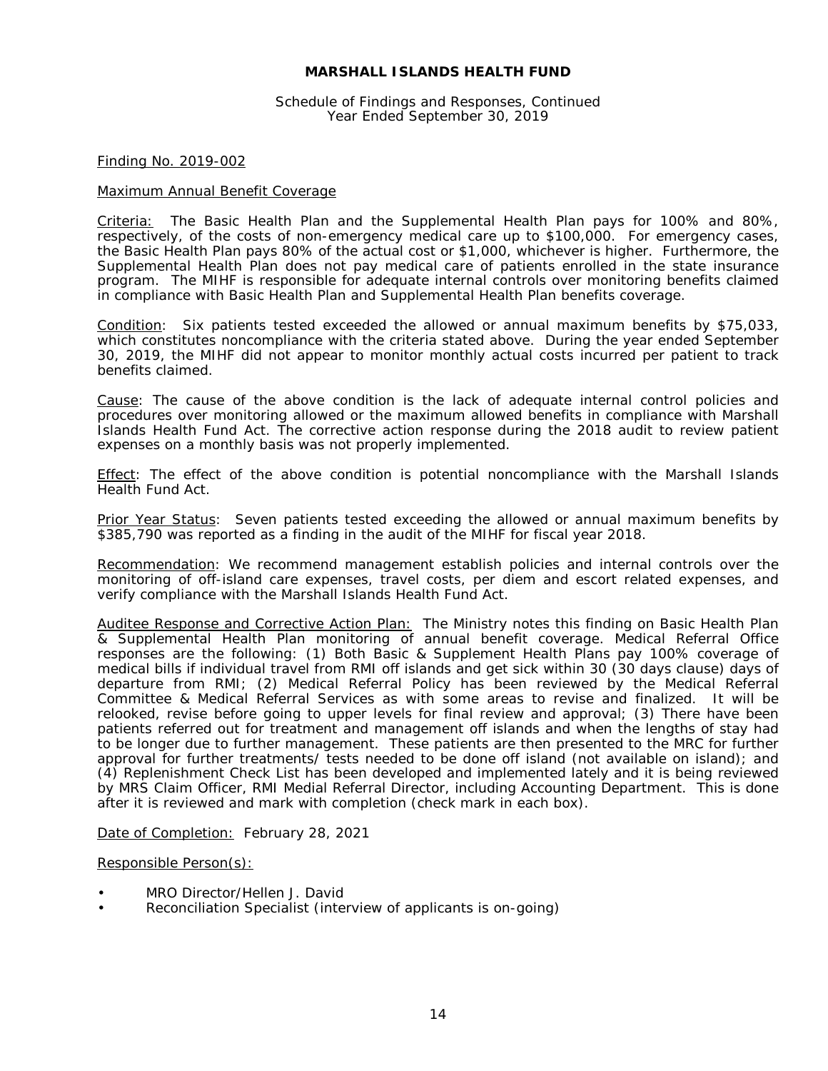# MARSHALL ISLANDS HEALTH FUND

Schedule of Findings and Responses, Continued
Year Ended September 30, 2019

Finding No. 2019-002

Maximum Annual Benefit Coverage

Criteria: The Basic Health Plan and the Supplemental Health Plan pays for 100% and 80%, respectively, of the costs of non-emergency medical care up to $100,000. For emergency cases, the Basic Health Plan pays 80% of the actual cost or $1,000, whichever is higher. Furthermore, the Supplemental Health Plan does not pay medical care of patients enrolled in the state insurance program. The MIHF is responsible for adequate internal controls over monitoring benefits claimed in compliance with Basic Health Plan and Supplemental Health Plan benefits coverage.

Condition: Six patients tested exceeded the allowed or annual maximum benefits by $75,033, which constitutes noncompliance with the criteria stated above. During the year ended September 30, 2019, the MIHF did not appear to monitor monthly actual costs incurred per patient to track benefits claimed.

Cause: The cause of the above condition is the lack of adequate internal control policies and procedures over monitoring allowed or the maximum allowed benefits in compliance with Marshall Islands Health Fund Act. The corrective action response during the 2018 audit to review patient expenses on a monthly basis was not properly implemented.

Effect: The effect of the above condition is potential noncompliance with the Marshall Islands Health Fund Act.

Prior Year Status: Seven patients tested exceeding the allowed or annual maximum benefits by $385,790 was reported as a finding in the audit of the MIHF for fiscal year 2018.

Recommendation: We recommend management establish policies and internal controls over the monitoring of off-island care expenses, travel costs, per diem and escort related expenses, and verify compliance with the Marshall Islands Health Fund Act.

Auditee Response and Corrective Action Plan: The Ministry notes this finding on Basic Health Plan & Supplemental Health Plan monitoring of annual benefit coverage. Medical Referral Office responses are the following: (1) Both Basic & Supplement Health Plans pay 100% coverage of medical bills if individual travel from RMI off islands and get sick within 30 (30 days clause) days of departure from RMI; (2) Medical Referral Policy has been reviewed by the Medical Referral Committee & Medical Referral Services as with some areas to revise and finalized. It will be relooked, revise before going to upper levels for final review and approval; (3) There have been patients referred out for treatment and management off islands and when the lengths of stay had to be longer due to further management. These patients are then presented to the MRC for further approval for further treatments/ tests needed to be done off island (not available on island); and (4) Replenishment Check List has been developed and implemented lately and it is being reviewed by MRS Claim Officer, RMI Medial Referral Director, including Accounting Department. This is done after it is reviewed and mark with completion (check mark in each box).

Date of Completion: February 28, 2021

Responsible Person(s):

- MRO Director/Hellen J. David
- Reconciliation Specialist (interview of applicants is on-going)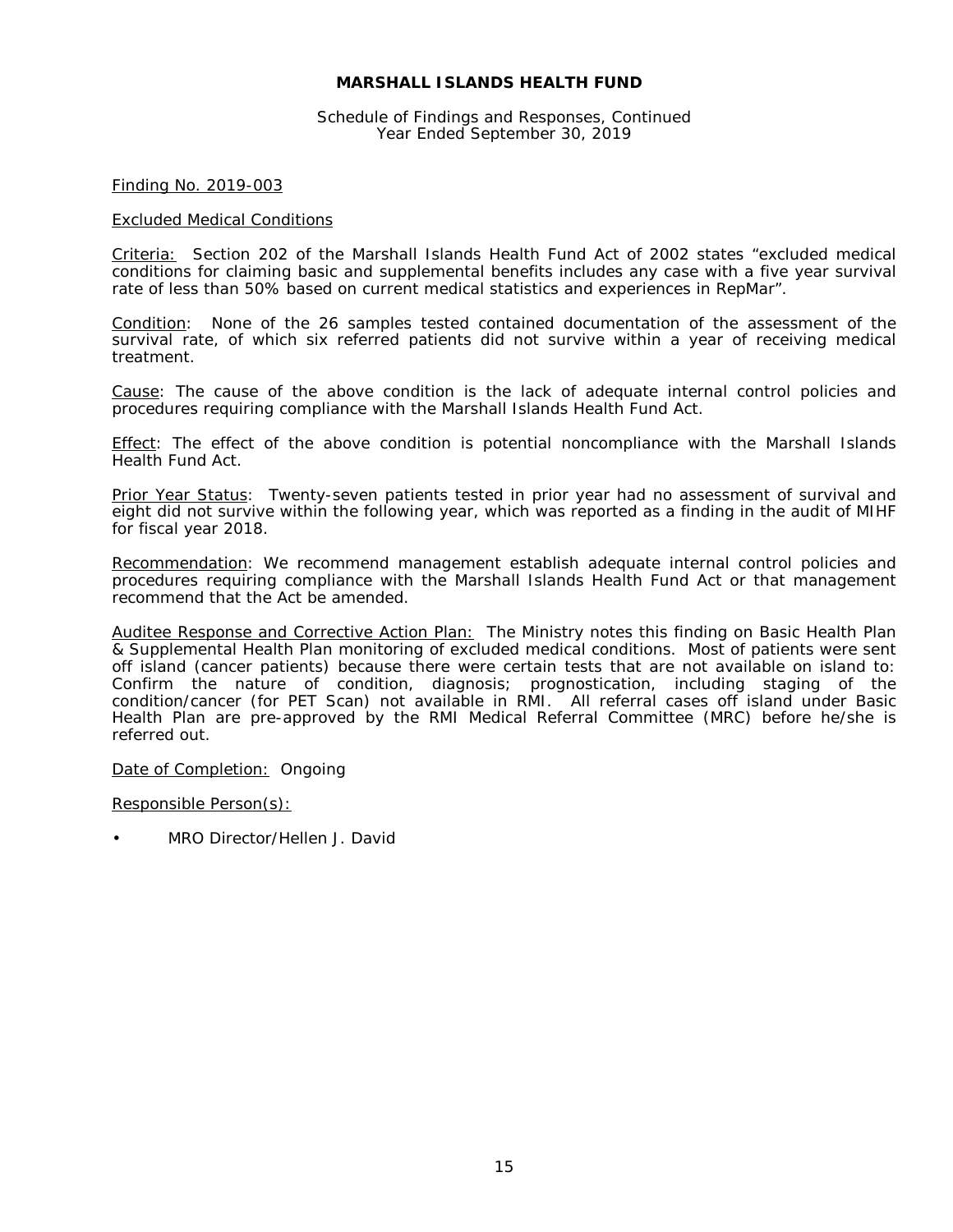**MARSHALL ISLANDS HEALTH FUND**

Schedule of Findings and Responses, Continued
Year Ended September 30, 2019

<u>Finding No. 2019-003</u>

<u>Excluded Medical Conditions</u>

<u>Criteria:</u> Section 202 of the Marshall Islands Health Fund Act of 2002 states "excluded medical conditions for claiming basic and supplemental benefits includes any case with a five year survival rate of less than 50% based on current medical statistics and experiences in RepMar".

<u>Condition</u>: None of the 26 samples tested contained documentation of the assessment of the survival rate, of which six referred patients did not survive within a year of receiving medical treatment.

<u>Cause</u>: The cause of the above condition is the lack of adequate internal control policies and procedures requiring compliance with the Marshall Islands Health Fund Act.

<u>Effect</u>: The effect of the above condition is potential noncompliance with the Marshall Islands Health Fund Act.

<u>Prior Year Status</u>: Twenty-seven patients tested in prior year had no assessment of survival and eight did not survive within the following year, which was reported as a finding in the audit of MIHF for fiscal year 2018.

<u>Recommendation</u>: We recommend management establish adequate internal control policies and procedures requiring compliance with the Marshall Islands Health Fund Act or that management recommend that the Act be amended.

<u>Auditee Response and Corrective Action Plan:</u> The Ministry notes this finding on Basic Health Plan & Supplemental Health Plan monitoring of excluded medical conditions. Most of patients were sent off island (cancer patients) because there were certain tests that are not available on island to: Confirm the nature of condition, diagnosis; prognostication, including staging of the condition/cancer (for PET Scan) not available in RMI. All referral cases off island under Basic Health Plan are pre-approved by the RMI Medical Referral Committee (MRC) before he/she is referred out.

<u>Date of Completion:</u> Ongoing

<u>Responsible Person(s):</u>

- MRO Director/Hellen J. David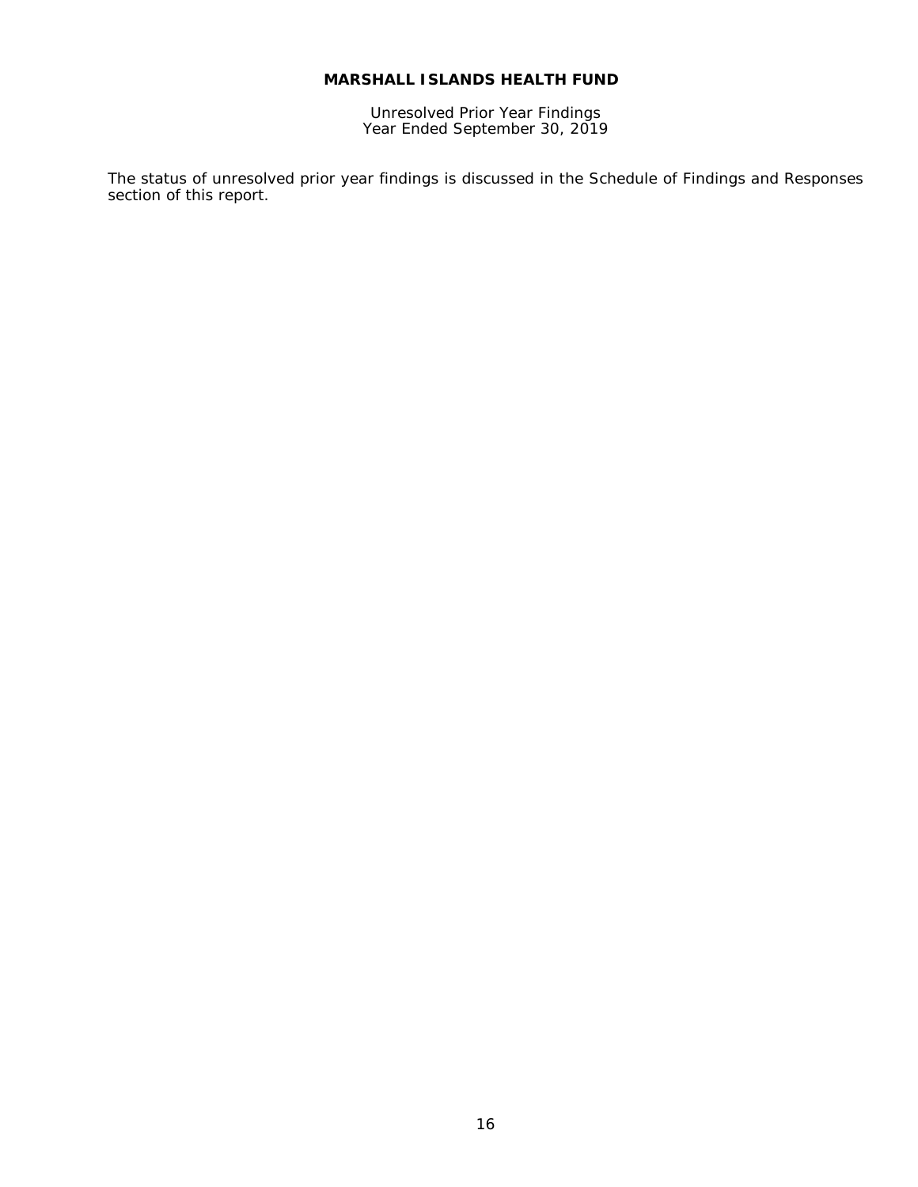# MARSHALL ISLANDS HEALTH FUND

Unresolved Prior Year Findings
Year Ended September 30, 2019

The status of unresolved prior year findings is discussed in the Schedule of Findings and Responses section of this report.